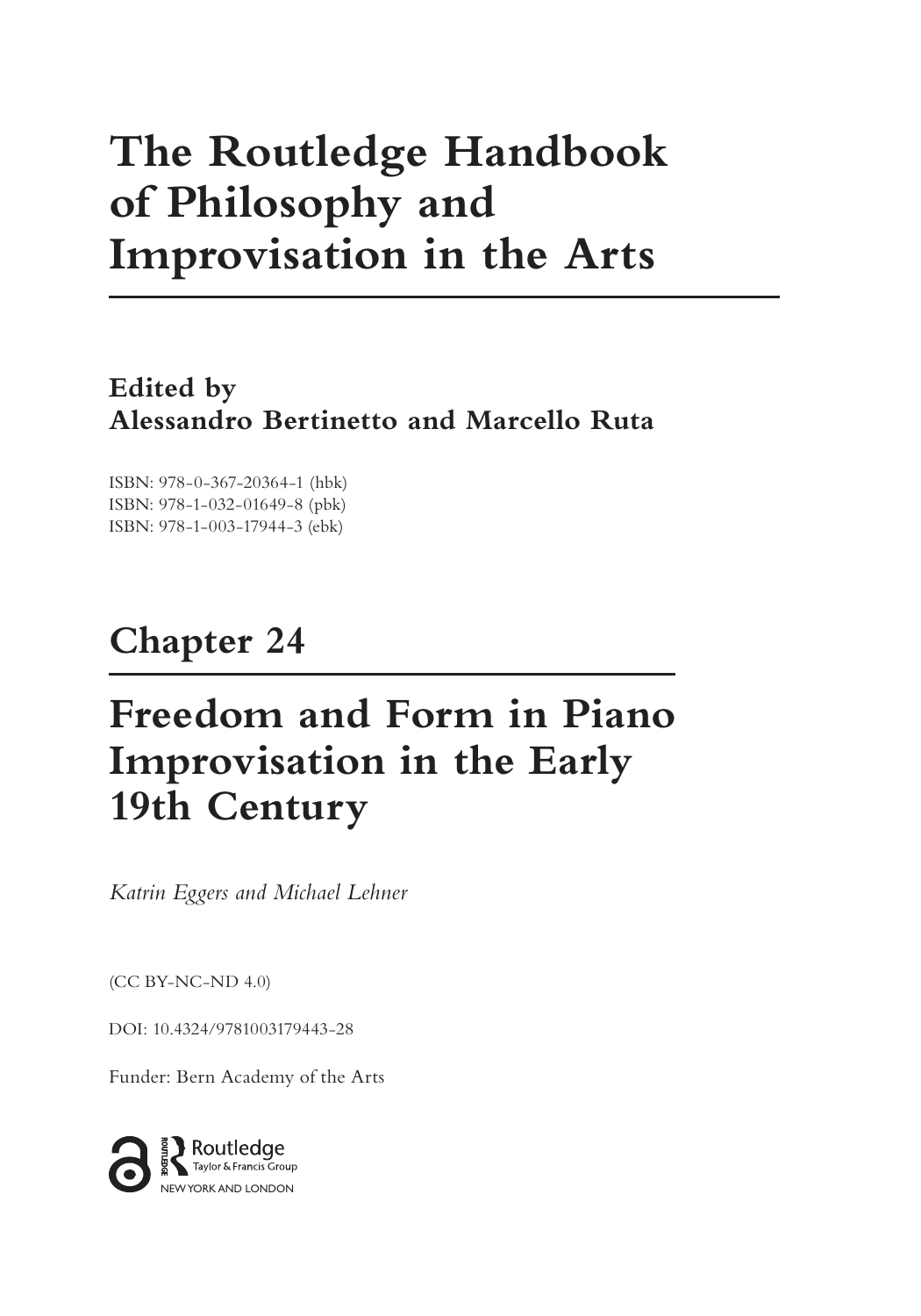# The Routledge Handbook of Philosophy and Improvisation in the Arts

**Edited by**
**Alessandro Bertinetto and Marcello Ruta**

ISBN: 978-0-367-20364-1 (hbk)
ISBN: 978-1-032-01649-8 (pbk)
ISBN: 978-1-003-17944-3 (ebk)

## Chapter 24

# Freedom and Form in Piano Improvisation in the Early 19th Century

*Katrin Eggers and Michael Lehner*

(CC BY-NC-ND 4.0)

DOI: 10.4324/9781003179443-28

Funder: Bern Academy of the Arts

Routledge
Taylor & Francis Group
NEW YORK AND LONDON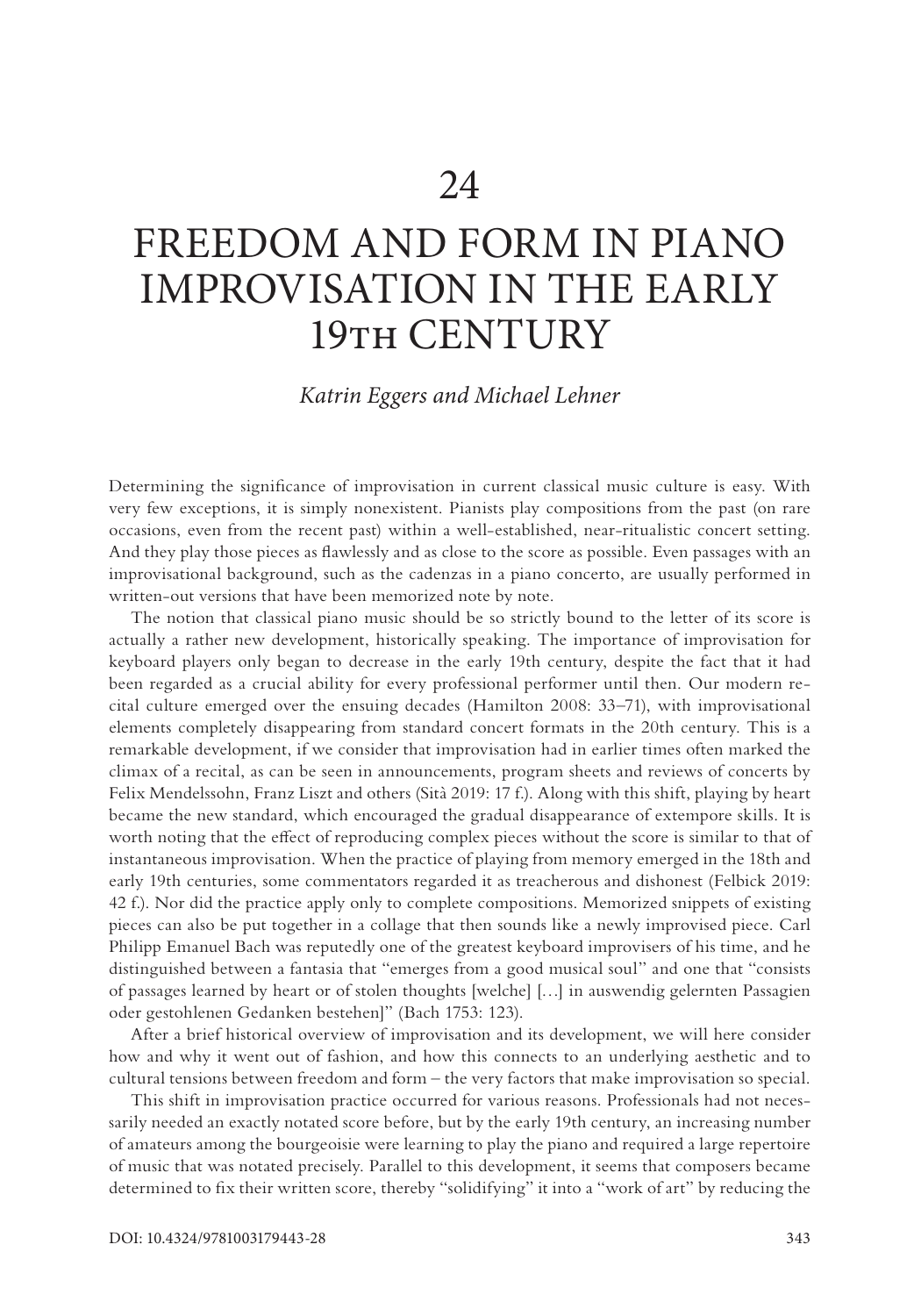# 24

# FREEDOM AND FORM IN PIANO IMPROVISATION IN THE EARLY 19TH CENTURY

*Katrin Eggers and Michael Lehner*

Determining the significance of improvisation in current classical music culture is easy. With very few exceptions, it is simply nonexistent. Pianists play compositions from the past (on rare occasions, even from the recent past) within a well-established, near-ritualistic concert setting. And they play those pieces as flawlessly and as close to the score as possible. Even passages with an improvisational background, such as the cadenzas in a piano concerto, are usually performed in written-out versions that have been memorized note by note.

The notion that classical piano music should be so strictly bound to the letter of its score is actually a rather new development, historically speaking. The importance of improvisation for keyboard players only began to decrease in the early 19th century, despite the fact that it had been regarded as a crucial ability for every professional performer until then. Our modern recital culture emerged over the ensuing decades (Hamilton 2008: 33–71), with improvisational elements completely disappearing from standard concert formats in the 20th century. This is a remarkable development, if we consider that improvisation had in earlier times often marked the climax of a recital, as can be seen in announcements, program sheets and reviews of concerts by Felix Mendelssohn, Franz Liszt and others (Sità 2019: 17 f.). Along with this shift, playing by heart became the new standard, which encouraged the gradual disappearance of extempore skills. It is worth noting that the effect of reproducing complex pieces without the score is similar to that of instantaneous improvisation. When the practice of playing from memory emerged in the 18th and early 19th centuries, some commentators regarded it as treacherous and dishonest (Felbick 2019: 42 f.). Nor did the practice apply only to complete compositions. Memorized snippets of existing pieces can also be put together in a collage that then sounds like a newly improvised piece. Carl Philipp Emanuel Bach was reputedly one of the greatest keyboard improvisers of his time, and he distinguished between a fantasia that "emerges from a good musical soul" and one that "consists of passages learned by heart or of stolen thoughts [welche] […] in auswendig gelernten Passagien oder gestohlenen Gedanken bestehen]" (Bach 1753: 123).

After a brief historical overview of improvisation and its development, we will here consider how and why it went out of fashion, and how this connects to an underlying aesthetic and to cultural tensions between freedom and form – the very factors that make improvisation so special.

This shift in improvisation practice occurred for various reasons. Professionals had not necessarily needed an exactly notated score before, but by the early 19th century, an increasing number of amateurs among the bourgeoisie were learning to play the piano and required a large repertoire of music that was notated precisely. Parallel to this development, it seems that composers became determined to fix their written score, thereby "solidifying" it into a "work of art" by reducing the

DOI: 10.4324/9781003179443-28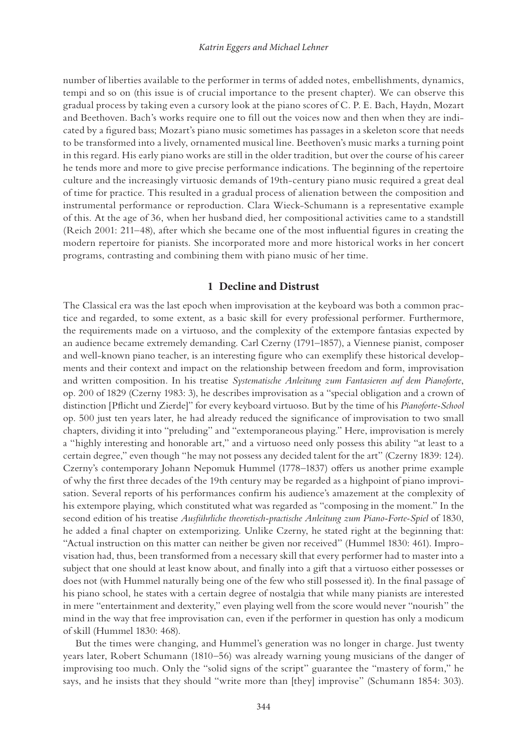number of liberties available to the performer in terms of added notes, embellishments, dynamics, tempi and so on (this issue is of crucial importance to the present chapter). We can observe this gradual process by taking even a cursory look at the piano scores of C. P. E. Bach, Haydn, Mozart and Beethoven. Bach's works require one to fill out the voices now and then when they are indicated by a figured bass; Mozart's piano music sometimes has passages in a skeleton score that needs to be transformed into a lively, ornamented musical line. Beethoven's music marks a turning point in this regard. His early piano works are still in the older tradition, but over the course of his career he tends more and more to give precise performance indications. The beginning of the repertoire culture and the increasingly virtuosic demands of 19th-century piano music required a great deal of time for practice. This resulted in a gradual process of alienation between the composition and instrumental performance or reproduction. Clara Wieck-Schumann is a representative example of this. At the age of 36, when her husband died, her compositional activities came to a standstill (Reich 2001: 211–48), after which she became one of the most influential figures in creating the modern repertoire for pianists. She incorporated more and more historical works in her concert programs, contrasting and combining them with piano music of her time.

## 1 Decline and Distrust

The Classical era was the last epoch when improvisation at the keyboard was both a common practice and regarded, to some extent, as a basic skill for every professional performer. Furthermore, the requirements made on a virtuoso, and the complexity of the extempore fantasias expected by an audience became extremely demanding. Carl Czerny (1791–1857), a Viennese pianist, composer and well-known piano teacher, is an interesting figure who can exemplify these historical developments and their context and impact on the relationship between freedom and form, improvisation and written composition. In his treatise *Systematische Anleitung zum Fantasieren auf dem Pianoforte*, op. 200 of 1829 (Czerny 1983: 3), he describes improvisation as a "special obligation and a crown of distinction [Pflicht und Zierde]" for every keyboard virtuoso. But by the time of his *Pianoforte-School* op. 500 just ten years later, he had already reduced the significance of improvisation to two small chapters, dividing it into "preluding" and "extemporaneous playing." Here, improvisation is merely a "highly interesting and honorable art," and a virtuoso need only possess this ability "at least to a certain degree," even though "he may not possess any decided talent for the art" (Czerny 1839: 124). Czerny's contemporary Johann Nepomuk Hummel (1778–1837) offers us another prime example of why the first three decades of the 19th century may be regarded as a highpoint of piano improvisation. Several reports of his performances confirm his audience's amazement at the complexity of his extempore playing, which constituted what was regarded as "composing in the moment." In the second edition of his treatise *Ausführliche theoretisch-practische Anleitung zum Piano-Forte-Spiel* of 1830, he added a final chapter on extemporizing. Unlike Czerny, he stated right at the beginning that: "Actual instruction on this matter can neither be given nor received" (Hummel 1830: 461). Improvisation had, thus, been transformed from a necessary skill that every performer had to master into a subject that one should at least know about, and finally into a gift that a virtuoso either possesses or does not (with Hummel naturally being one of the few who still possessed it). In the final passage of his piano school, he states with a certain degree of nostalgia that while many pianists are interested in mere "entertainment and dexterity," even playing well from the score would never "nourish" the mind in the way that free improvisation can, even if the performer in question has only a modicum of skill (Hummel 1830: 468).

But the times were changing, and Hummel's generation was no longer in charge. Just twenty years later, Robert Schumann (1810–56) was already warning young musicians of the danger of improvising too much. Only the "solid signs of the script" guarantee the "mastery of form," he says, and he insists that they should "write more than [they] improvise" (Schumann 1854: 303).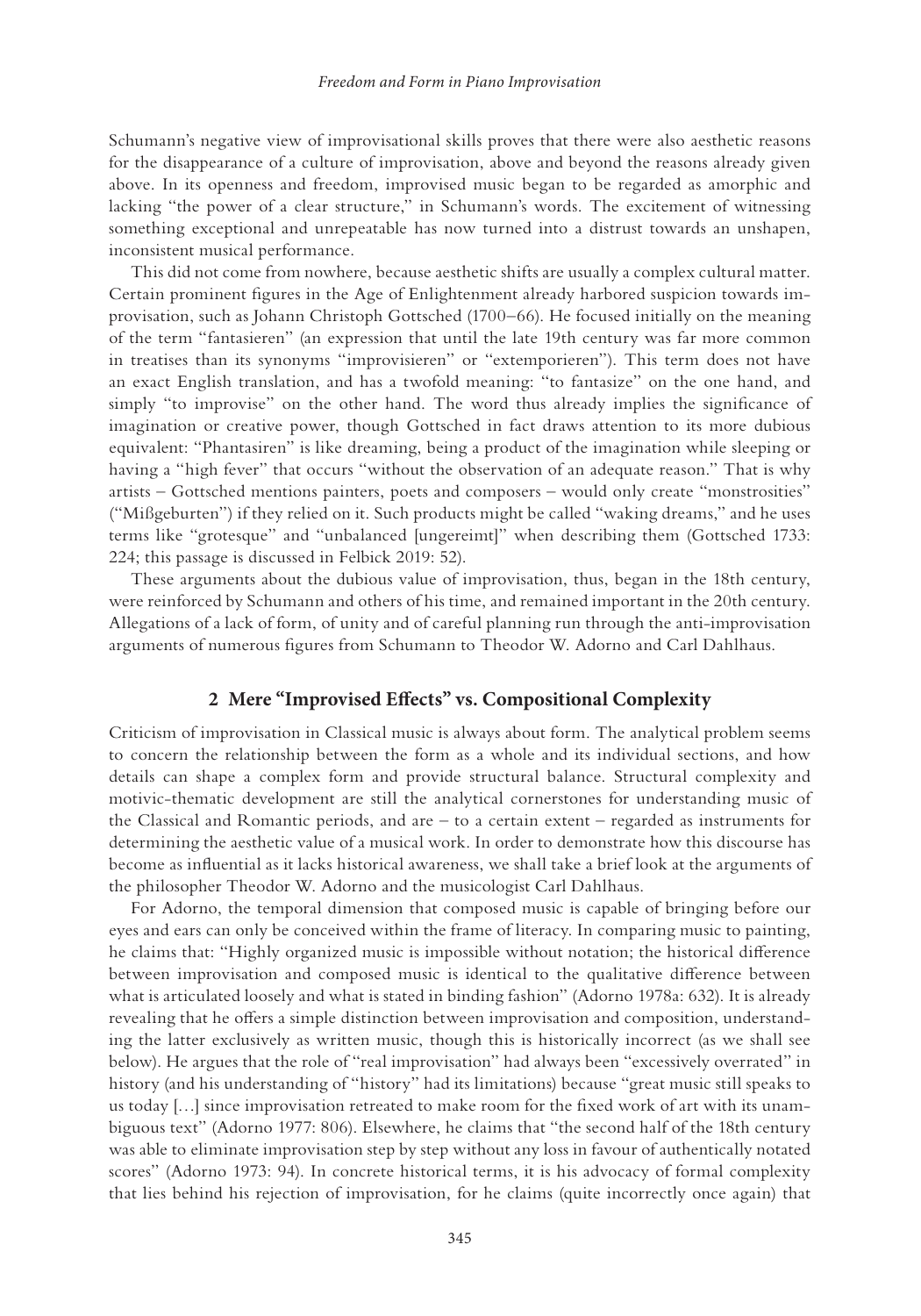Schumann's negative view of improvisational skills proves that there were also aesthetic reasons for the disappearance of a culture of improvisation, above and beyond the reasons already given above. In its openness and freedom, improvised music began to be regarded as amorphic and lacking "the power of a clear structure," in Schumann's words. The excitement of witnessing something exceptional and unrepeatable has now turned into a distrust towards an unshapen, inconsistent musical performance.

This did not come from nowhere, because aesthetic shifts are usually a complex cultural matter. Certain prominent figures in the Age of Enlightenment already harbored suspicion towards improvisation, such as Johann Christoph Gottsched (1700–66). He focused initially on the meaning of the term "fantasieren" (an expression that until the late 19th century was far more common in treatises than its synonyms "improvisieren" or "extemporieren"). This term does not have an exact English translation, and has a twofold meaning: "to fantasize" on the one hand, and simply "to improvise" on the other hand. The word thus already implies the significance of imagination or creative power, though Gottsched in fact draws attention to its more dubious equivalent: "Phantasiren" is like dreaming, being a product of the imagination while sleeping or having a "high fever" that occurs "without the observation of an adequate reason." That is why artists – Gottsched mentions painters, poets and composers – would only create "monstrosities" ("Mißgeburten") if they relied on it. Such products might be called "waking dreams," and he uses terms like "grotesque" and "unbalanced [ungereimt]" when describing them (Gottsched 1733: 224; this passage is discussed in Felbick 2019: 52).

These arguments about the dubious value of improvisation, thus, began in the 18th century, were reinforced by Schumann and others of his time, and remained important in the 20th century. Allegations of a lack of form, of unity and of careful planning run through the anti-improvisation arguments of numerous figures from Schumann to Theodor W. Adorno and Carl Dahlhaus.

## 2 Mere "Improvised Effects" vs. Compositional Complexity

Criticism of improvisation in Classical music is always about form. The analytical problem seems to concern the relationship between the form as a whole and its individual sections, and how details can shape a complex form and provide structural balance. Structural complexity and motivic-thematic development are still the analytical cornerstones for understanding music of the Classical and Romantic periods, and are – to a certain extent – regarded as instruments for determining the aesthetic value of a musical work. In order to demonstrate how this discourse has become as influential as it lacks historical awareness, we shall take a brief look at the arguments of the philosopher Theodor W. Adorno and the musicologist Carl Dahlhaus.

For Adorno, the temporal dimension that composed music is capable of bringing before our eyes and ears can only be conceived within the frame of literacy. In comparing music to painting, he claims that: "Highly organized music is impossible without notation; the historical difference between improvisation and composed music is identical to the qualitative difference between what is articulated loosely and what is stated in binding fashion" (Adorno 1978a: 632). It is already revealing that he offers a simple distinction between improvisation and composition, understanding the latter exclusively as written music, though this is historically incorrect (as we shall see below). He argues that the role of "real improvisation" had always been "excessively overrated" in history (and his understanding of "history" had its limitations) because "great music still speaks to us today […] since improvisation retreated to make room for the fixed work of art with its unambiguous text" (Adorno 1977: 806). Elsewhere, he claims that "the second half of the 18th century was able to eliminate improvisation step by step without any loss in favour of authentically notated scores" (Adorno 1973: 94). In concrete historical terms, it is his advocacy of formal complexity that lies behind his rejection of improvisation, for he claims (quite incorrectly once again) that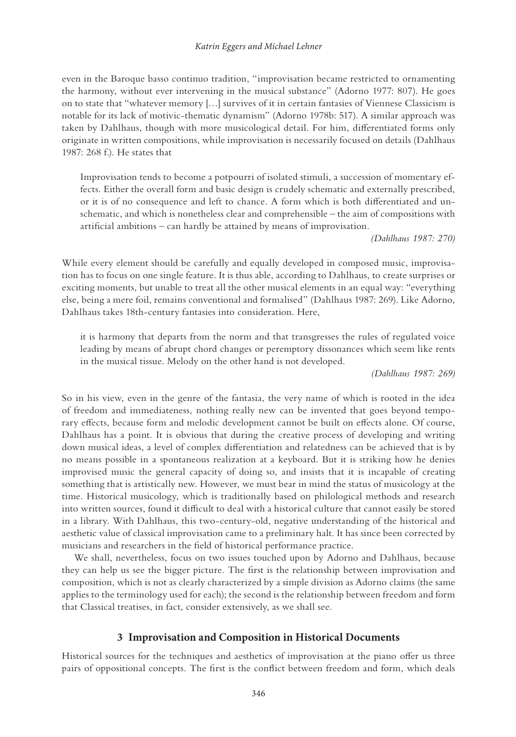even in the Baroque basso continuo tradition, "improvisation became restricted to ornamenting the harmony, without ever intervening in the musical substance" (Adorno 1977: 807). He goes on to state that "whatever memory […] survives of it in certain fantasies of Viennese Classicism is notable for its lack of motivic-thematic dynamism" (Adorno 1978b: 517). A similar approach was taken by Dahlhaus, though with more musicological detail. For him, differentiated forms only originate in written compositions, while improvisation is necessarily focused on details (Dahlhaus 1987: 268 f.). He states that

> Improvisation tends to become a potpourri of isolated stimuli, a succession of momentary effects. Either the overall form and basic design is crudely schematic and externally prescribed, or it is of no consequence and left to chance. A form which is both differentiated and unschematic, and which is nonetheless clear and comprehensible – the aim of compositions with artificial ambitions – can hardly be attained by means of improvisation.
>
> *(Dahlhaus 1987: 270)*

While every element should be carefully and equally developed in composed music, improvisation has to focus on one single feature. It is thus able, according to Dahlhaus, to create surprises or exciting moments, but unable to treat all the other musical elements in an equal way: "everything else, being a mere foil, remains conventional and formalised" (Dahlhaus 1987: 269). Like Adorno, Dahlhaus takes 18th-century fantasies into consideration. Here,

> it is harmony that departs from the norm and that transgresses the rules of regulated voice leading by means of abrupt chord changes or peremptory dissonances which seem like rents in the musical tissue. Melody on the other hand is not developed.
>
> *(Dahlhaus 1987: 269)*

So in his view, even in the genre of the fantasia, the very name of which is rooted in the idea of freedom and immediateness, nothing really new can be invented that goes beyond temporary effects, because form and melodic development cannot be built on effects alone. Of course, Dahlhaus has a point. It is obvious that during the creative process of developing and writing down musical ideas, a level of complex differentiation and relatedness can be achieved that is by no means possible in a spontaneous realization at a keyboard. But it is striking how he denies improvised music the general capacity of doing so, and insists that it is incapable of creating something that is artistically new. However, we must bear in mind the status of musicology at the time. Historical musicology, which is traditionally based on philological methods and research into written sources, found it difficult to deal with a historical culture that cannot easily be stored in a library. With Dahlhaus, this two-century-old, negative understanding of the historical and aesthetic value of classical improvisation came to a preliminary halt. It has since been corrected by musicians and researchers in the field of historical performance practice.

We shall, nevertheless, focus on two issues touched upon by Adorno and Dahlhaus, because they can help us see the bigger picture. The first is the relationship between improvisation and composition, which is not as clearly characterized by a simple division as Adorno claims (the same applies to the terminology used for each); the second is the relationship between freedom and form that Classical treatises, in fact, consider extensively, as we shall see.

## 3 Improvisation and Composition in Historical Documents

Historical sources for the techniques and aesthetics of improvisation at the piano offer us three pairs of oppositional concepts. The first is the conflict between freedom and form, which deals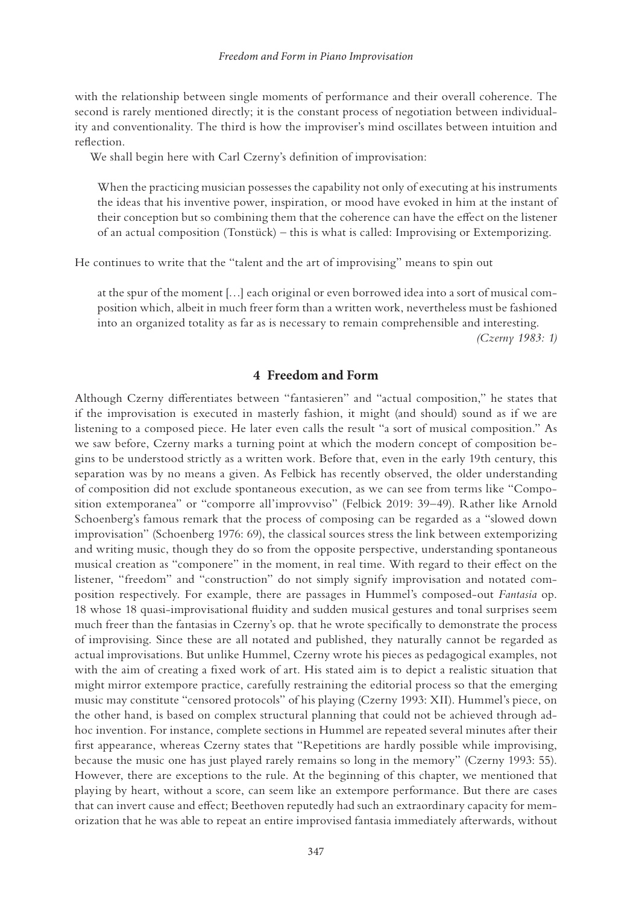with the relationship between single moments of performance and their overall coherence. The second is rarely mentioned directly; it is the constant process of negotiation between individuality and conventionality. The third is how the improviser's mind oscillates between intuition and reflection.

We shall begin here with Carl Czerny's definition of improvisation:

> When the practicing musician possesses the capability not only of executing at his instruments the ideas that his inventive power, inspiration, or mood have evoked in him at the instant of their conception but so combining them that the coherence can have the effect on the listener of an actual composition (Tonstück) – this is what is called: Improvising or Extemporizing.

He continues to write that the "talent and the art of improvising" means to spin out

> at the spur of the moment […] each original or even borrowed idea into a sort of musical composition which, albeit in much freer form than a written work, nevertheless must be fashioned into an organized totality as far as is necessary to remain comprehensible and interesting.
>
> *(Czerny 1983: 1)*

## 4 Freedom and Form

Although Czerny differentiates between "fantasieren" and "actual composition," he states that if the improvisation is executed in masterly fashion, it might (and should) sound as if we are listening to a composed piece. He later even calls the result "a sort of musical composition." As we saw before, Czerny marks a turning point at which the modern concept of composition begins to be understood strictly as a written work. Before that, even in the early 19th century, this separation was by no means a given. As Felbick has recently observed, the older understanding of composition did not exclude spontaneous execution, as we can see from terms like "Composition extemporanea" or "comporre all'improvviso" (Felbick 2019: 39–49). Rather like Arnold Schoenberg's famous remark that the process of composing can be regarded as a "slowed down improvisation" (Schoenberg 1976: 69), the classical sources stress the link between extemporizing and writing music, though they do so from the opposite perspective, understanding spontaneous musical creation as "componere" in the moment, in real time. With regard to their effect on the listener, "freedom" and "construction" do not simply signify improvisation and notated composition respectively. For example, there are passages in Hummel's composed-out *Fantasia* op. 18 whose 18 quasi-improvisational fluidity and sudden musical gestures and tonal surprises seem much freer than the fantasias in Czerny's op. that he wrote specifically to demonstrate the process of improvising. Since these are all notated and published, they naturally cannot be regarded as actual improvisations. But unlike Hummel, Czerny wrote his pieces as pedagogical examples, not with the aim of creating a fixed work of art. His stated aim is to depict a realistic situation that might mirror extempore practice, carefully restraining the editorial process so that the emerging music may constitute "censored protocols" of his playing (Czerny 1993: XII). Hummel's piece, on the other hand, is based on complex structural planning that could not be achieved through ad-hoc invention. For instance, complete sections in Hummel are repeated several minutes after their first appearance, whereas Czerny states that "Repetitions are hardly possible while improvising, because the music one has just played rarely remains so long in the memory" (Czerny 1993: 55). However, there are exceptions to the rule. At the beginning of this chapter, we mentioned that playing by heart, without a score, can seem like an extempore performance. But there are cases that can invert cause and effect; Beethoven reputedly had such an extraordinary capacity for memorization that he was able to repeat an entire improvised fantasia immediately afterwards, without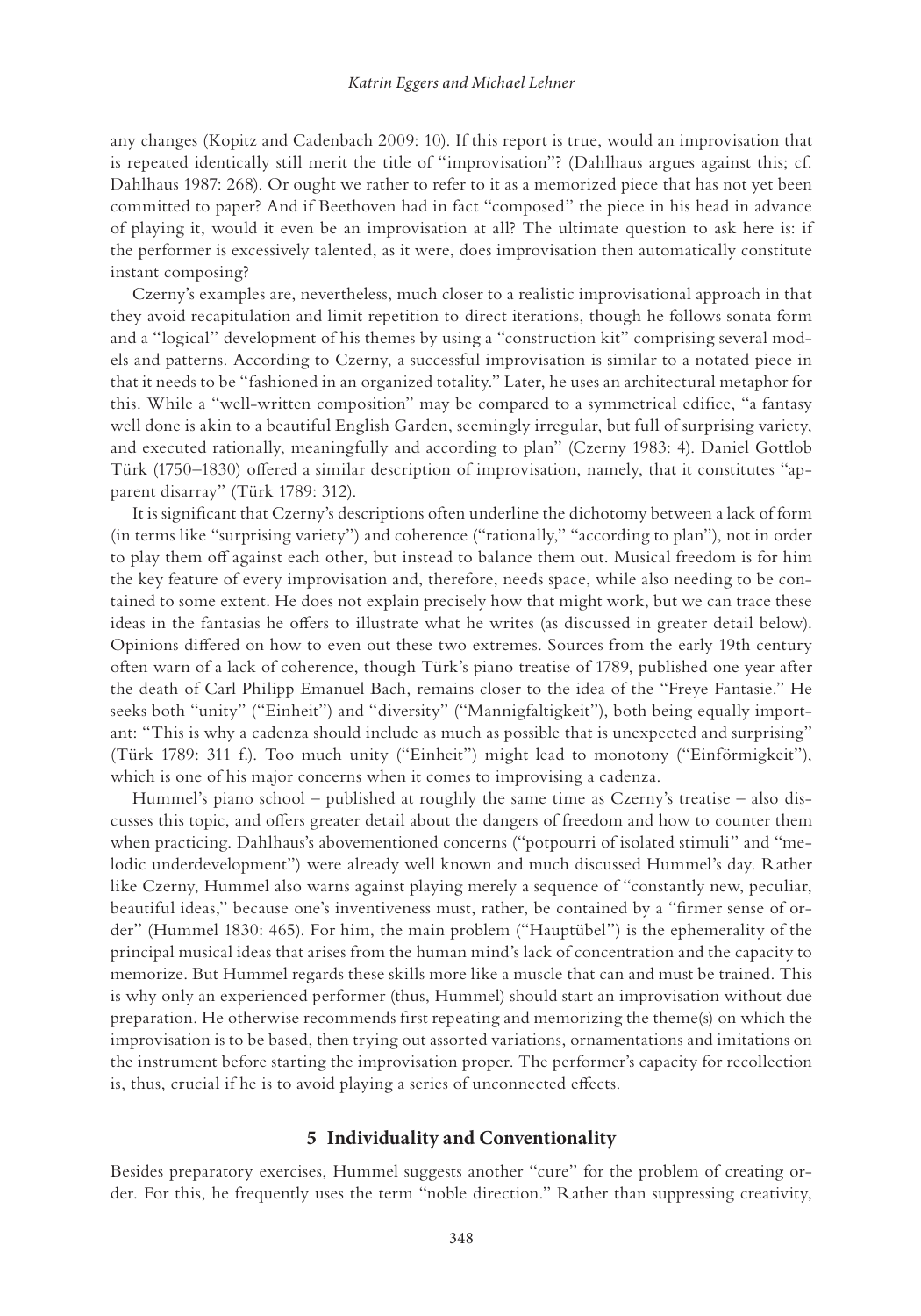any changes (Kopitz and Cadenbach 2009: 10). If this report is true, would an improvisation that is repeated identically still merit the title of "improvisation"? (Dahlhaus argues against this; cf. Dahlhaus 1987: 268). Or ought we rather to refer to it as a memorized piece that has not yet been committed to paper? And if Beethoven had in fact "composed" the piece in his head in advance of playing it, would it even be an improvisation at all? The ultimate question to ask here is: if the performer is excessively talented, as it were, does improvisation then automatically constitute instant composing?

Czerny's examples are, nevertheless, much closer to a realistic improvisational approach in that they avoid recapitulation and limit repetition to direct iterations, though he follows sonata form and a "logical" development of his themes by using a "construction kit" comprising several models and patterns. According to Czerny, a successful improvisation is similar to a notated piece in that it needs to be "fashioned in an organized totality." Later, he uses an architectural metaphor for this. While a "well-written composition" may be compared to a symmetrical edifice, "a fantasy well done is akin to a beautiful English Garden, seemingly irregular, but full of surprising variety, and executed rationally, meaningfully and according to plan" (Czerny 1983: 4). Daniel Gottlob Türk (1750–1830) offered a similar description of improvisation, namely, that it constitutes "apparent disarray" (Türk 1789: 312).

It is significant that Czerny's descriptions often underline the dichotomy between a lack of form (in terms like "surprising variety") and coherence ("rationally," "according to plan"), not in order to play them off against each other, but instead to balance them out. Musical freedom is for him the key feature of every improvisation and, therefore, needs space, while also needing to be contained to some extent. He does not explain precisely how that might work, but we can trace these ideas in the fantasias he offers to illustrate what he writes (as discussed in greater detail below). Opinions differed on how to even out these two extremes. Sources from the early 19th century often warn of a lack of coherence, though Türk's piano treatise of 1789, published one year after the death of Carl Philipp Emanuel Bach, remains closer to the idea of the "Freye Fantasie." He seeks both "unity" ("Einheit") and "diversity" ("Mannigfaltigkeit"), both being equally important: "This is why a cadenza should include as much as possible that is unexpected and surprising" (Türk 1789: 311 f.). Too much unity ("Einheit") might lead to monotony ("Einförmigkeit"), which is one of his major concerns when it comes to improvising a cadenza.

Hummel's piano school – published at roughly the same time as Czerny's treatise – also discusses this topic, and offers greater detail about the dangers of freedom and how to counter them when practicing. Dahlhaus's abovementioned concerns ("potpourri of isolated stimuli" and "melodic underdevelopment") were already well known and much discussed Hummel's day. Rather like Czerny, Hummel also warns against playing merely a sequence of "constantly new, peculiar, beautiful ideas," because one's inventiveness must, rather, be contained by a "firmer sense of order" (Hummel 1830: 465). For him, the main problem ("Hauptübel") is the ephemerality of the principal musical ideas that arises from the human mind's lack of concentration and the capacity to memorize. But Hummel regards these skills more like a muscle that can and must be trained. This is why only an experienced performer (thus, Hummel) should start an improvisation without due preparation. He otherwise recommends first repeating and memorizing the theme(s) on which the improvisation is to be based, then trying out assorted variations, ornamentations and imitations on the instrument before starting the improvisation proper. The performer's capacity for recollection is, thus, crucial if he is to avoid playing a series of unconnected effects.

## 5 Individuality and Conventionality

Besides preparatory exercises, Hummel suggests another "cure" for the problem of creating order. For this, he frequently uses the term "noble direction." Rather than suppressing creativity,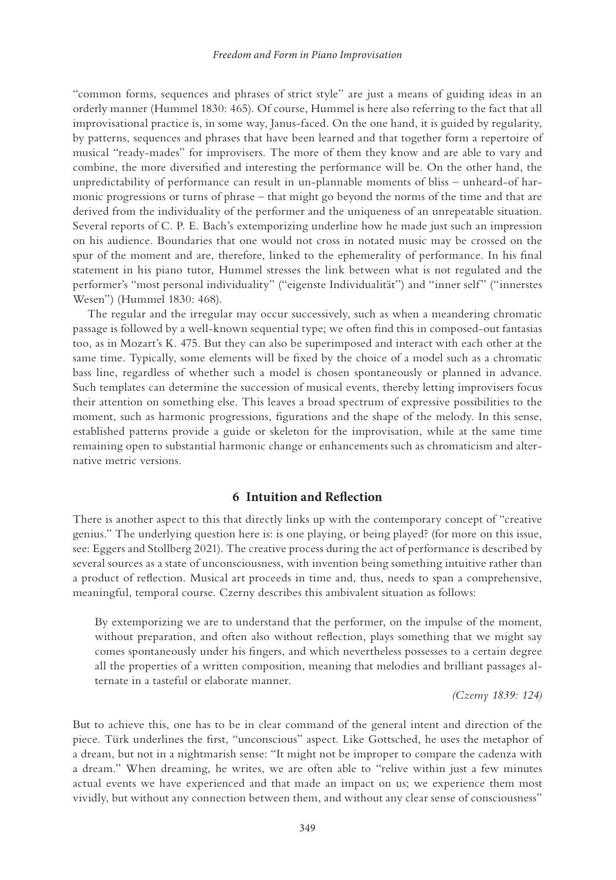"common forms, sequences and phrases of strict style" are just a means of guiding ideas in an orderly manner (Hummel 1830: 465). Of course, Hummel is here also referring to the fact that all improvisational practice is, in some way, Janus-faced. On the one hand, it is guided by regularity, by patterns, sequences and phrases that have been learned and that together form a repertoire of musical "ready-mades" for improvisers. The more of them they know and are able to vary and combine, the more diversified and interesting the performance will be. On the other hand, the unpredictability of performance can result in un-plannable moments of bliss – unheard-of harmonic progressions or turns of phrase – that might go beyond the norms of the time and that are derived from the individuality of the performer and the uniqueness of an unrepeatable situation. Several reports of C. P. E. Bach's extemporizing underline how he made just such an impression on his audience. Boundaries that one would not cross in notated music may be crossed on the spur of the moment and are, therefore, linked to the ephemerality of performance. In his final statement in his piano tutor, Hummel stresses the link between what is not regulated and the performer's "most personal individuality" ("eigenste Individualität") and "inner self" ("innerstes Wesen") (Hummel 1830: 468).

The regular and the irregular may occur successively, such as when a meandering chromatic passage is followed by a well-known sequential type; we often find this in composed-out fantasias too, as in Mozart's K. 475. But they can also be superimposed and interact with each other at the same time. Typically, some elements will be fixed by the choice of a model such as a chromatic bass line, regardless of whether such a model is chosen spontaneously or planned in advance. Such templates can determine the succession of musical events, thereby letting improvisers focus their attention on something else. This leaves a broad spectrum of expressive possibilities to the moment, such as harmonic progressions, figurations and the shape of the melody. In this sense, established patterns provide a guide or skeleton for the improvisation, while at the same time remaining open to substantial harmonic change or enhancements such as chromaticism and alternative metric versions.

## 6 Intuition and Reflection

There is another aspect to this that directly links up with the contemporary concept of "creative genius." The underlying question here is: is one playing, or being played? (for more on this issue, see: Eggers and Stollberg 2021). The creative process during the act of performance is described by several sources as a state of unconsciousness, with invention being something intuitive rather than a product of reflection. Musical art proceeds in time and, thus, needs to span a comprehensive, meaningful, temporal course. Czerny describes this ambivalent situation as follows:

> By extemporizing we are to understand that the performer, on the impulse of the moment, without preparation, and often also without reflection, plays something that we might say comes spontaneously under his fingers, and which nevertheless possesses to a certain degree all the properties of a written composition, meaning that melodies and brilliant passages alternate in a tasteful or elaborate manner.
>
> *(Czerny 1839: 124)*

But to achieve this, one has to be in clear command of the general intent and direction of the piece. Türk underlines the first, "unconscious" aspect. Like Gottsched, he uses the metaphor of a dream, but not in a nightmarish sense: "It might not be improper to compare the cadenza with a dream." When dreaming, he writes, we are often able to "relive within just a few minutes actual events we have experienced and that made an impact on us; we experience them most vividly, but without any connection between them, and without any clear sense of consciousness"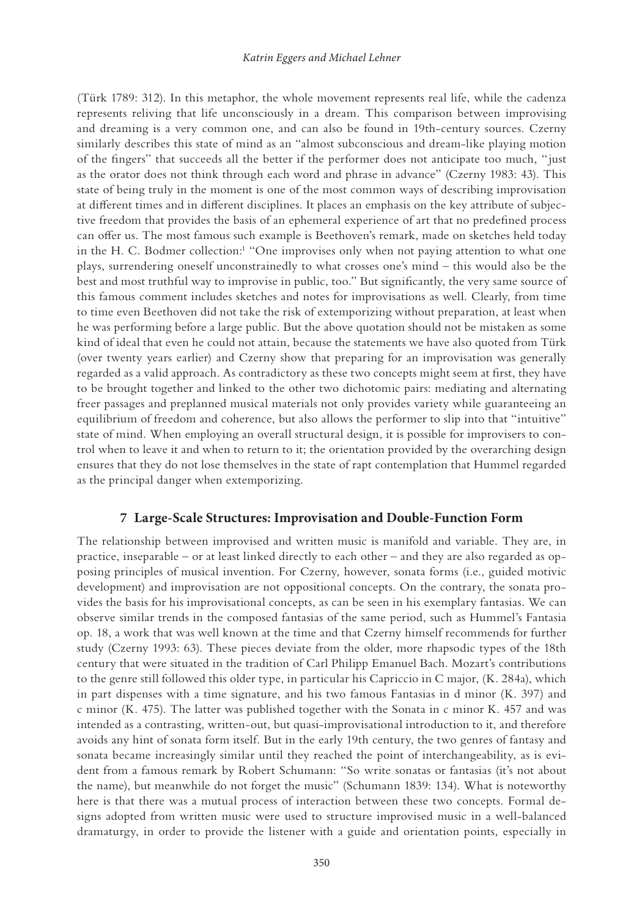(Türk 1789: 312). In this metaphor, the whole movement represents real life, while the cadenza represents reliving that life unconsciously in a dream. This comparison between improvising and dreaming is a very common one, and can also be found in 19th-century sources. Czerny similarly describes this state of mind as an "almost subconscious and dream-like playing motion of the fingers" that succeeds all the better if the performer does not anticipate too much, "just as the orator does not think through each word and phrase in advance" (Czerny 1983: 43). This state of being truly in the moment is one of the most common ways of describing improvisation at different times and in different disciplines. It places an emphasis on the key attribute of subjective freedom that provides the basis of an ephemeral experience of art that no predefined process can offer us. The most famous such example is Beethoven's remark, made on sketches held today in the H. C. Bodmer collection:[1] "One improvises only when not paying attention to what one plays, surrendering oneself unconstrainedly to what crosses one's mind – this would also be the best and most truthful way to improvise in public, too." But significantly, the very same source of this famous comment includes sketches and notes for improvisations as well. Clearly, from time to time even Beethoven did not take the risk of extemporizing without preparation, at least when he was performing before a large public. But the above quotation should not be mistaken as some kind of ideal that even he could not attain, because the statements we have also quoted from Türk (over twenty years earlier) and Czerny show that preparing for an improvisation was generally regarded as a valid approach. As contradictory as these two concepts might seem at first, they have to be brought together and linked to the other two dichotomic pairs: mediating and alternating freer passages and preplanned musical materials not only provides variety while guaranteeing an equilibrium of freedom and coherence, but also allows the performer to slip into that "intuitive" state of mind. When employing an overall structural design, it is possible for improvisers to control when to leave it and when to return to it; the orientation provided by the overarching design ensures that they do not lose themselves in the state of rapt contemplation that Hummel regarded as the principal danger when extemporizing.

## 7 Large-Scale Structures: Improvisation and Double-Function Form

The relationship between improvised and written music is manifold and variable. They are, in practice, inseparable – or at least linked directly to each other – and they are also regarded as opposing principles of musical invention. For Czerny, however, sonata forms (i.e., guided motivic development) and improvisation are not oppositional concepts. On the contrary, the sonata provides the basis for his improvisational concepts, as can be seen in his exemplary fantasias. We can observe similar trends in the composed fantasias of the same period, such as Hummel's Fantasia op. 18, a work that was well known at the time and that Czerny himself recommends for further study (Czerny 1993: 63). These pieces deviate from the older, more rhapsodic types of the 18th century that were situated in the tradition of Carl Philipp Emanuel Bach. Mozart's contributions to the genre still followed this older type, in particular his Capriccio in C major, (K. 284a), which in part dispenses with a time signature, and his two famous Fantasias in d minor (K. 397) and c minor (K. 475). The latter was published together with the Sonata in c minor K. 457 and was intended as a contrasting, written-out, but quasi-improvisational introduction to it, and therefore avoids any hint of sonata form itself. But in the early 19th century, the two genres of fantasy and sonata became increasingly similar until they reached the point of interchangeability, as is evident from a famous remark by Robert Schumann: "So write sonatas or fantasias (it's not about the name), but meanwhile do not forget the music" (Schumann 1839: 134). What is noteworthy here is that there was a mutual process of interaction between these two concepts. Formal designs adopted from written music were used to structure improvised music in a well-balanced dramaturgy, in order to provide the listener with a guide and orientation points, especially in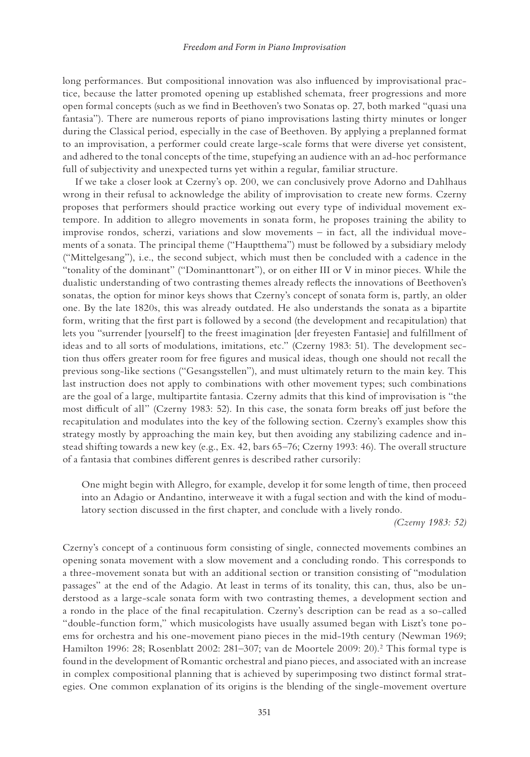long performances. But compositional innovation was also influenced by improvisational practice, because the latter promoted opening up established schemata, freer progressions and more open formal concepts (such as we find in Beethoven's two Sonatas op. 27, both marked "quasi una fantasia"). There are numerous reports of piano improvisations lasting thirty minutes or longer during the Classical period, especially in the case of Beethoven. By applying a preplanned format to an improvisation, a performer could create large-scale forms that were diverse yet consistent, and adhered to the tonal concepts of the time, stupefying an audience with an ad-hoc performance full of subjectivity and unexpected turns yet within a regular, familiar structure.

If we take a closer look at Czerny's op. 200, we can conclusively prove Adorno and Dahlhaus wrong in their refusal to acknowledge the ability of improvisation to create new forms. Czerny proposes that performers should practice working out every type of individual movement extempore. In addition to allegro movements in sonata form, he proposes training the ability to improvise rondos, scherzi, variations and slow movements – in fact, all the individual movements of a sonata. The principal theme ("Hauptthema") must be followed by a subsidiary melody ("Mittelgesang"), i.e., the second subject, which must then be concluded with a cadence in the "tonality of the dominant" ("Dominanttonart"), or on either III or V in minor pieces. While the dualistic understanding of two contrasting themes already reflects the innovations of Beethoven's sonatas, the option for minor keys shows that Czerny's concept of sonata form is, partly, an older one. By the late 1820s, this was already outdated. He also understands the sonata as a bipartite form, writing that the first part is followed by a second (the development and recapitulation) that lets you "surrender [yourself] to the freest imagination [der freyesten Fantasie] and fulfillment of ideas and to all sorts of modulations, imitations, etc." (Czerny 1983: 51). The development section thus offers greater room for free figures and musical ideas, though one should not recall the previous song-like sections ("Gesangsstellen"), and must ultimately return to the main key. This last instruction does not apply to combinations with other movement types; such combinations are the goal of a large, multipartite fantasia. Czerny admits that this kind of improvisation is "the most difficult of all" (Czerny 1983: 52). In this case, the sonata form breaks off just before the recapitulation and modulates into the key of the following section. Czerny's examples show this strategy mostly by approaching the main key, but then avoiding any stabilizing cadence and instead shifting towards a new key (e.g., Ex. 42, bars 65–76; Czerny 1993: 46). The overall structure of a fantasia that combines different genres is described rather cursorily:

> One might begin with Allegro, for example, develop it for some length of time, then proceed into an Adagio or Andantino, interweave it with a fugal section and with the kind of modulatory section discussed in the first chapter, and conclude with a lively rondo.
>
> *(Czerny 1983: 52)*

Czerny's concept of a continuous form consisting of single, connected movements combines an opening sonata movement with a slow movement and a concluding rondo. This corresponds to a three-movement sonata but with an additional section or transition consisting of "modulation passages" at the end of the Adagio. At least in terms of its tonality, this can, thus, also be understood as a large-scale sonata form with two contrasting themes, a development section and a rondo in the place of the final recapitulation. Czerny's description can be read as a so-called "double-function form," which musicologists have usually assumed began with Liszt's tone poems for orchestra and his one-movement piano pieces in the mid-19th century (Newman 1969; Hamilton 1996: 28; Rosenblatt 2002: 281–307; van de Moortele 2009: 20).[2] This formal type is found in the development of Romantic orchestral and piano pieces, and associated with an increase in complex compositional planning that is achieved by superimposing two distinct formal strategies. One common explanation of its origins is the blending of the single-movement overture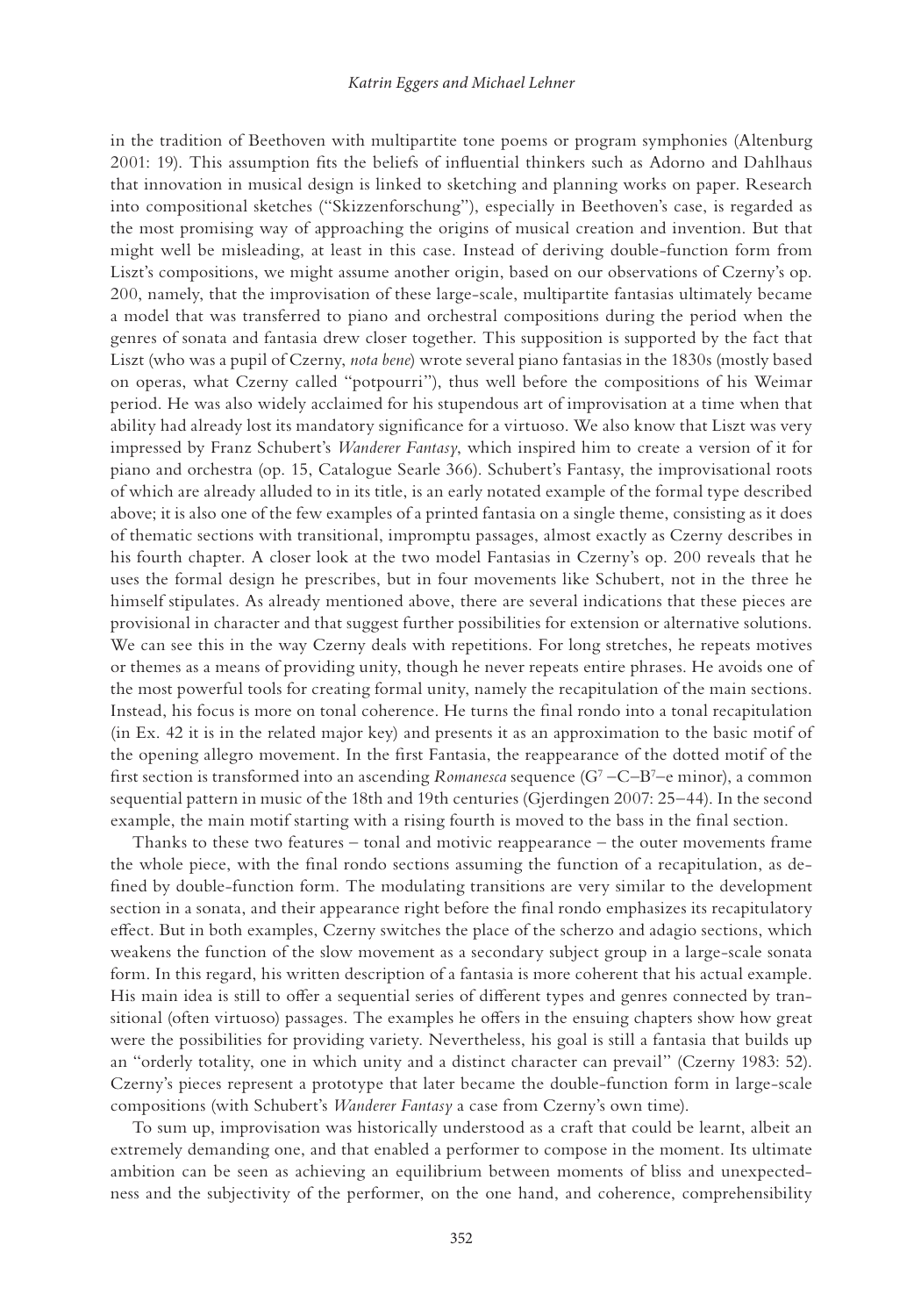in the tradition of Beethoven with multipartite tone poems or program symphonies (Altenburg 2001: 19). This assumption fits the beliefs of influential thinkers such as Adorno and Dahlhaus that innovation in musical design is linked to sketching and planning works on paper. Research into compositional sketches ("Skizzenforschung"), especially in Beethoven's case, is regarded as the most promising way of approaching the origins of musical creation and invention. But that might well be misleading, at least in this case. Instead of deriving double-function form from Liszt's compositions, we might assume another origin, based on our observations of Czerny's op. 200, namely, that the improvisation of these large-scale, multipartite fantasias ultimately became a model that was transferred to piano and orchestral compositions during the period when the genres of sonata and fantasia drew closer together. This supposition is supported by the fact that Liszt (who was a pupil of Czerny, *nota bene*) wrote several piano fantasias in the 1830s (mostly based on operas, what Czerny called "potpourri"), thus well before the compositions of his Weimar period. He was also widely acclaimed for his stupendous art of improvisation at a time when that ability had already lost its mandatory significance for a virtuoso. We also know that Liszt was very impressed by Franz Schubert's *Wanderer Fantasy*, which inspired him to create a version of it for piano and orchestra (op. 15, Catalogue Searle 366). Schubert's Fantasy, the improvisational roots of which are already alluded to in its title, is an early notated example of the formal type described above; it is also one of the few examples of a printed fantasia on a single theme, consisting as it does of thematic sections with transitional, impromptu passages, almost exactly as Czerny describes in his fourth chapter. A closer look at the two model Fantasias in Czerny's op. 200 reveals that he uses the formal design he prescribes, but in four movements like Schubert, not in the three he himself stipulates. As already mentioned above, there are several indications that these pieces are provisional in character and that suggest further possibilities for extension or alternative solutions. We can see this in the way Czerny deals with repetitions. For long stretches, he repeats motives or themes as a means of providing unity, though he never repeats entire phrases. He avoids one of the most powerful tools for creating formal unity, namely the recapitulation of the main sections. Instead, his focus is more on tonal coherence. He turns the final rondo into a tonal recapitulation (in Ex. 42 it is in the related major key) and presents it as an approximation to the basic motif of the opening allegro movement. In the first Fantasia, the reappearance of the dotted motif of the first section is transformed into an ascending *Romanesca* sequence ($G^7$ –C–$B^7$–e minor), a common sequential pattern in music of the 18th and 19th centuries (Gjerdingen 2007: 25–44). In the second example, the main motif starting with a rising fourth is moved to the bass in the final section.

Thanks to these two features – tonal and motivic reappearance – the outer movements frame the whole piece, with the final rondo sections assuming the function of a recapitulation, as defined by double-function form. The modulating transitions are very similar to the development section in a sonata, and their appearance right before the final rondo emphasizes its recapitulatory effect. But in both examples, Czerny switches the place of the scherzo and adagio sections, which weakens the function of the slow movement as a secondary subject group in a large-scale sonata form. In this regard, his written description of a fantasia is more coherent that his actual example. His main idea is still to offer a sequential series of different types and genres connected by transitional (often virtuoso) passages. The examples he offers in the ensuing chapters show how great were the possibilities for providing variety. Nevertheless, his goal is still a fantasia that builds up an "orderly totality, one in which unity and a distinct character can prevail" (Czerny 1983: 52). Czerny's pieces represent a prototype that later became the double-function form in large-scale compositions (with Schubert's *Wanderer Fantasy* a case from Czerny's own time).

To sum up, improvisation was historically understood as a craft that could be learnt, albeit an extremely demanding one, and that enabled a performer to compose in the moment. Its ultimate ambition can be seen as achieving an equilibrium between moments of bliss and unexpectedness and the subjectivity of the performer, on the one hand, and coherence, comprehensibility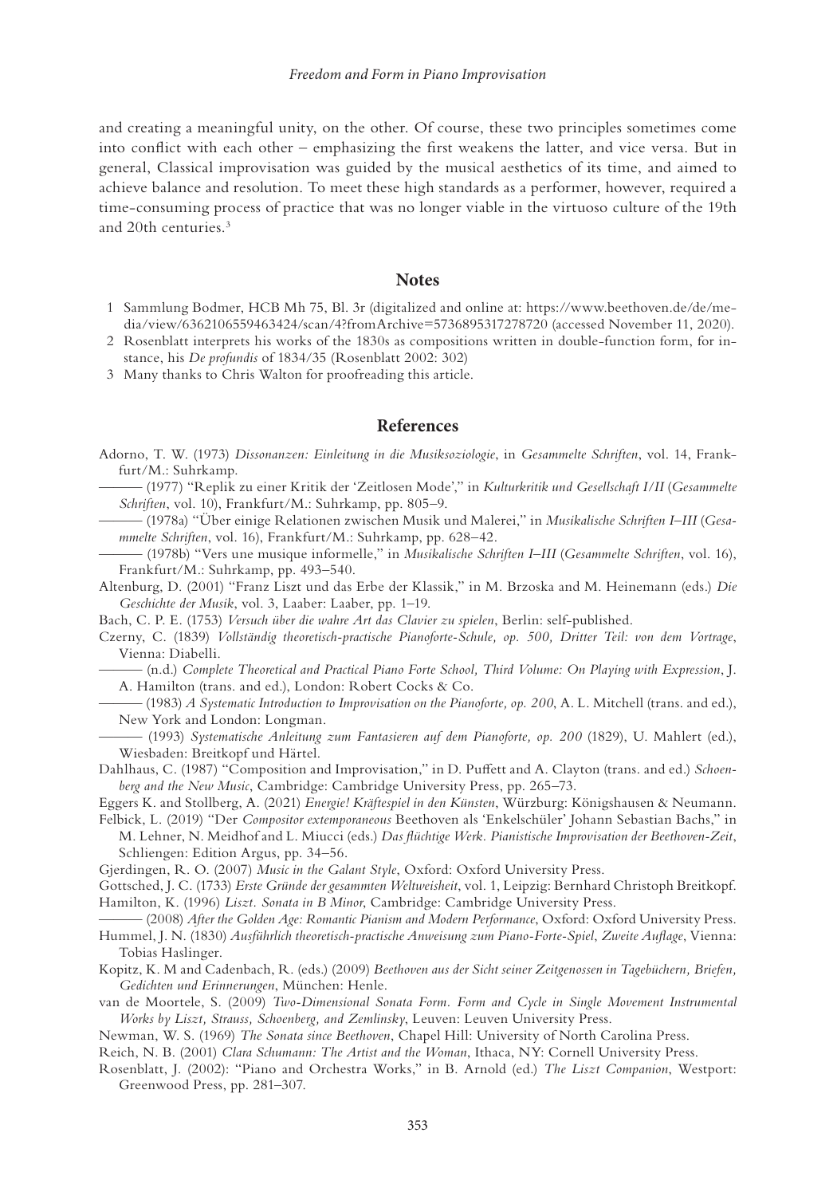and creating a meaningful unity, on the other. Of course, these two principles sometimes come into conflict with each other – emphasizing the first weakens the latter, and vice versa. But in general, Classical improvisation was guided by the musical aesthetics of its time, and aimed to achieve balance and resolution. To meet these high standards as a performer, however, required a time-consuming process of practice that was no longer viable in the virtuoso culture of the 19th and 20th centuries.[3]

## Notes

1. Sammlung Bodmer, HCB Mh 75, Bl. 3r (digitalized and online at: https://www.beethoven.de/de/media/view/6362106559463424/scan/4?fromArchive=5736895317278720 (accessed November 11, 2020).
2. Rosenblatt interprets his works of the 1830s as compositions written in double-function form, for instance, his *De profundis* of 1834/35 (Rosenblatt 2002: 302)
3. Many thanks to Chris Walton for proofreading this article.

## References

Adorno, T. W. (1973) *Dissonanzen: Einleitung in die Musiksoziologie*, in *Gesammelte Schriften*, vol. 14, Frankfurt/M.: Suhrkamp.

——— (1977) "Replik zu einer Kritik der 'Zeitlosen Mode'," in *Kulturkritik und Gesellschaft I/II* (*Gesammelte Schriften*, vol. 10), Frankfurt/M.: Suhrkamp, pp. 805–9.

——— (1978a) "Über einige Relationen zwischen Musik und Malerei," in *Musikalische Schriften I–III* (*Gesammelte Schriften*, vol. 16), Frankfurt/M.: Suhrkamp, pp. 628–42.

——— (1978b) "Vers une musique informelle," in *Musikalische Schriften I–III* (*Gesammelte Schriften*, vol. 16), Frankfurt/M.: Suhrkamp, pp. 493–540.

Altenburg, D. (2001) "Franz Liszt und das Erbe der Klassik," in M. Brzoska and M. Heinemann (eds.) *Die Geschichte der Musik*, vol. 3, Laaber: Laaber, pp. 1–19.

Bach, C. P. E. (1753) *Versuch über die wahre Art das Clavier zu spielen*, Berlin: self-published.

Czerny, C. (1839) *Vollständig theoretisch-practische Pianoforte-Schule, op. 500, Dritter Teil: von dem Vortrage*, Vienna: Diabelli.

——— (n.d.) *Complete Theoretical and Practical Piano Forte School, Third Volume: On Playing with Expression*, J. A. Hamilton (trans. and ed.), London: Robert Cocks & Co.

——— (1983) *A Systematic Introduction to Improvisation on the Pianoforte, op. 200*, A. L. Mitchell (trans. and ed.), New York and London: Longman.

——— (1993) *Systematische Anleitung zum Fantasieren auf dem Pianoforte, op. 200* (1829), U. Mahlert (ed.), Wiesbaden: Breitkopf und Härtel.

Dahlhaus, C. (1987) "Composition and Improvisation," in D. Puffett and A. Clayton (trans. and ed.) *Schoenberg and the New Music*, Cambridge: Cambridge University Press, pp. 265–73.

Eggers K. and Stollberg, A. (2021) *Energie! Kräftespiel in den Künsten*, Würzburg: Königshausen & Neumann.

Felbick, L. (2019) "Der *Compositor extemporaneous* Beethoven als 'Enkelschüler' Johann Sebastian Bachs," in M. Lehner, N. Meidhof and L. Miucci (eds.) *Das flüchtige Werk. Pianistische Improvisation der Beethoven-Zeit*, Schliengen: Edition Argus, pp. 34–56.

Gjerdingen, R. O. (2007) *Music in the Galant Style*, Oxford: Oxford University Press.

Gottsched, J. C. (1733) *Erste Gründe der gesammten Weltweisheit*, vol. 1, Leipzig: Bernhard Christoph Breitkopf.

Hamilton, K. (1996) *Liszt. Sonata in B Minor*, Cambridge: Cambridge University Press.

——— (2008) *After the Golden Age: Romantic Pianism and Modern Performance*, Oxford: Oxford University Press.

Hummel, J. N. (1830) *Ausführlich theoretisch-practische Anweisung zum Piano-Forte-Spiel, Zweite Auflage*, Vienna: Tobias Haslinger.

Kopitz, K. M and Cadenbach, R. (eds.) (2009) *Beethoven aus der Sicht seiner Zeitgenossen in Tagebüchern, Briefen, Gedichten und Erinnerungen*, München: Henle.

van de Moortele, S. (2009) *Two-Dimensional Sonata Form. Form and Cycle in Single Movement Instrumental Works by Liszt, Strauss, Schoenberg, and Zemlinsky*, Leuven: Leuven University Press.

Newman, W. S. (1969) *The Sonata since Beethoven*, Chapel Hill: University of North Carolina Press.

Reich, N. B. (2001) *Clara Schumann: The Artist and the Woman*, Ithaca, NY: Cornell University Press.

Rosenblatt, J. (2002): "Piano and Orchestra Works," in B. Arnold (ed.) *The Liszt Companion*, Westport: Greenwood Press, pp. 281–307.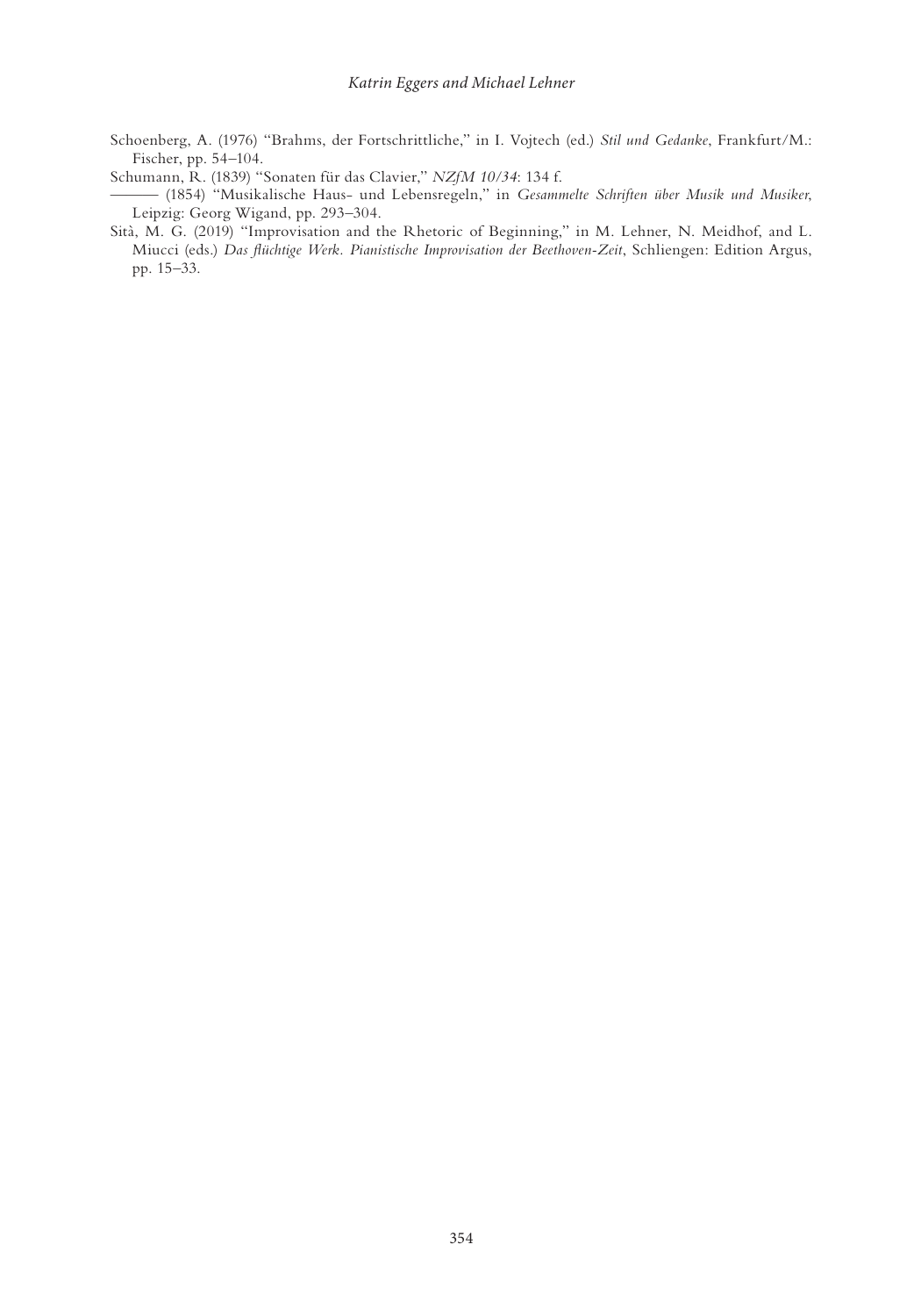Schoenberg, A. (1976) "Brahms, der Fortschrittliche," in I. Vojtech (ed.) *Stil und Gedanke*, Frankfurt/M.: Fischer, pp. 54–104.

Schumann, R. (1839) "Sonaten für das Clavier," *NZfM 10/34*: 134 f.

——— (1854) "Musikalische Haus- und Lebensregeln," in *Gesammelte Schriften über Musik und Musiker*, Leipzig: Georg Wigand, pp. 293–304.

Sità, M. G. (2019) "Improvisation and the Rhetoric of Beginning," in M. Lehner, N. Meidhof, and L. Miucci (eds.) *Das flüchtige Werk. Pianistische Improvisation der Beethoven-Zeit*, Schliengen: Edition Argus, pp. 15–33.